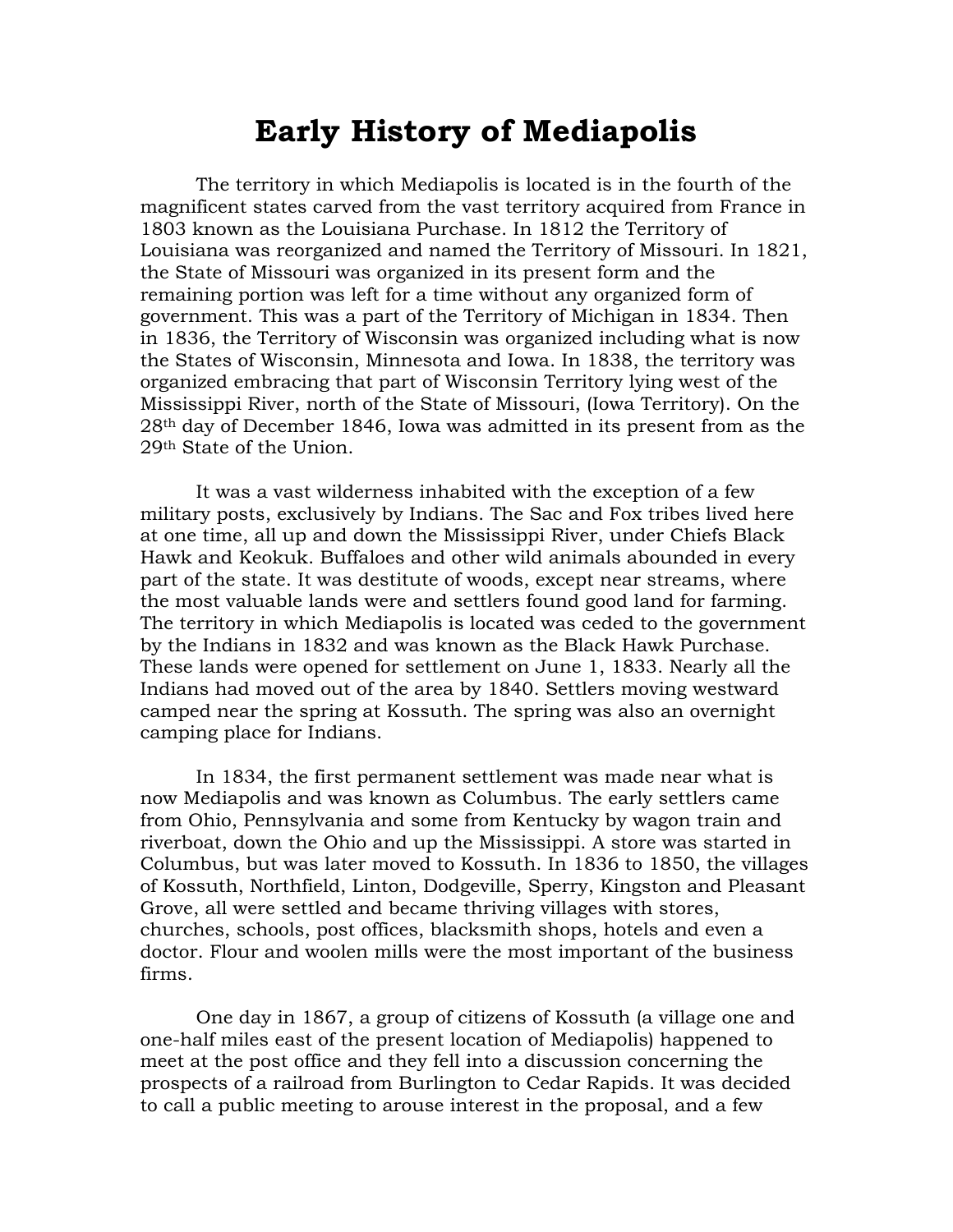# Early History of Mediapolis

The territory in which Mediapolis is located is in the fourth of the magnificent states carved from the vast territory acquired from France in 1803 known as the Louisiana Purchase. In 1812 the Territory of Louisiana was reorganized and named the Territory of Missouri. In 1821, the State of Missouri was organized in its present form and the remaining portion was left for a time without any organized form of government. This was a part of the Territory of Michigan in 1834. Then in 1836, the Territory of Wisconsin was organized including what is now the States of Wisconsin, Minnesota and Iowa. In 1838, the territory was organized embracing that part of Wisconsin Territory lying west of the Mississippi River, north of the State of Missouri, (Iowa Territory). On the 28th day of December 1846, Iowa was admitted in its present from as the 29th State of the Union.

It was a vast wilderness inhabited with the exception of a few military posts, exclusively by Indians. The Sac and Fox tribes lived here at one time, all up and down the Mississippi River, under Chiefs Black Hawk and Keokuk. Buffaloes and other wild animals abounded in every part of the state. It was destitute of woods, except near streams, where the most valuable lands were and settlers found good land for farming. The territory in which Mediapolis is located was ceded to the government by the Indians in 1832 and was known as the Black Hawk Purchase. These lands were opened for settlement on June 1, 1833. Nearly all the Indians had moved out of the area by 1840. Settlers moving westward camped near the spring at Kossuth. The spring was also an overnight camping place for Indians.

In 1834, the first permanent settlement was made near what is now Mediapolis and was known as Columbus. The early settlers came from Ohio, Pennsylvania and some from Kentucky by wagon train and riverboat, down the Ohio and up the Mississippi. A store was started in Columbus, but was later moved to Kossuth. In 1836 to 1850, the villages of Kossuth, Northfield, Linton, Dodgeville, Sperry, Kingston and Pleasant Grove, all were settled and became thriving villages with stores, churches, schools, post offices, blacksmith shops, hotels and even a doctor. Flour and woolen mills were the most important of the business firms.

One day in 1867, a group of citizens of Kossuth (a village one and one-half miles east of the present location of Mediapolis) happened to meet at the post office and they fell into a discussion concerning the prospects of a railroad from Burlington to Cedar Rapids. It was decided to call a public meeting to arouse interest in the proposal, and a few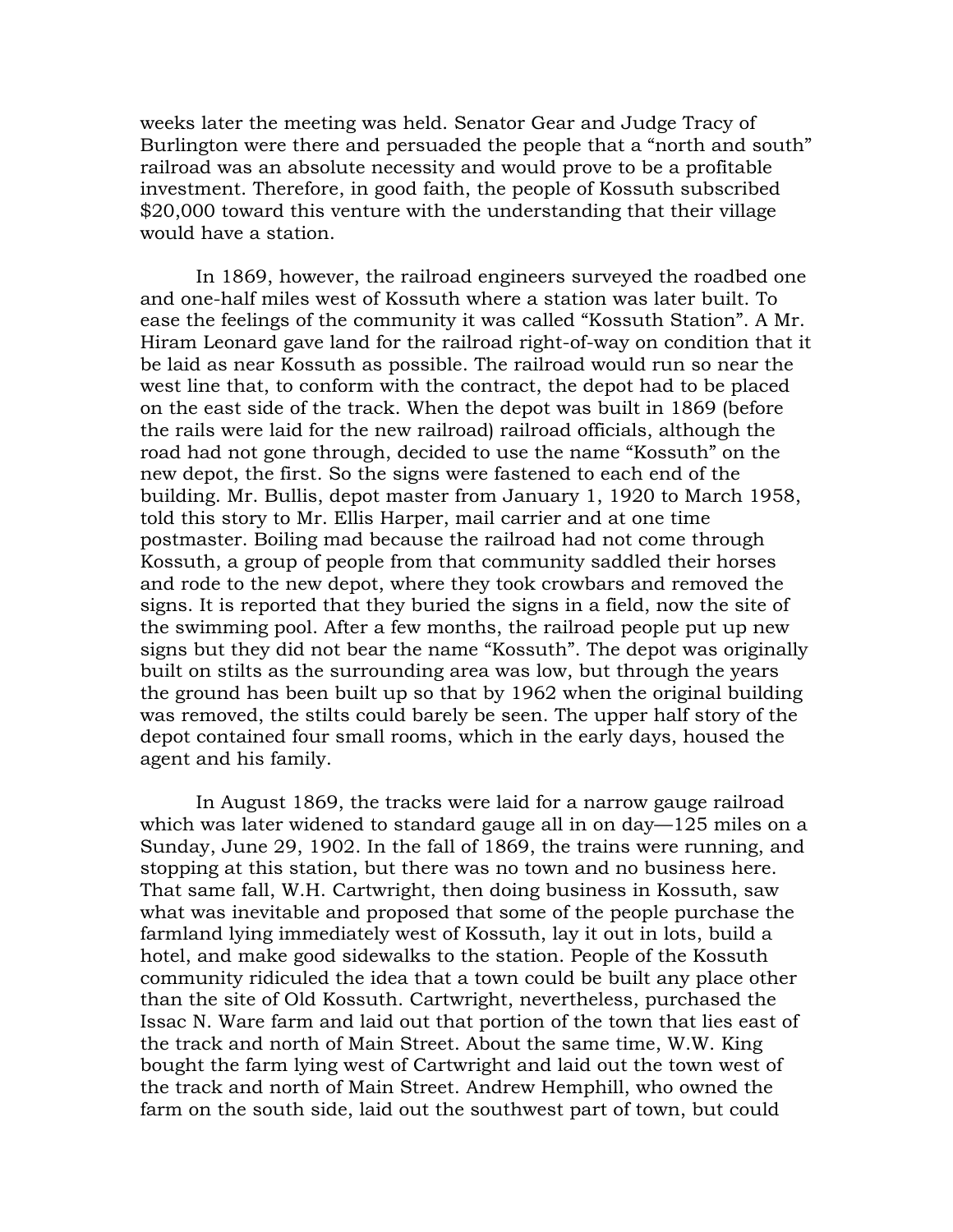weeks later the meeting was held. Senator Gear and Judge Tracy of Burlington were there and persuaded the people that a "north and south" railroad was an absolute necessity and would prove to be a profitable investment. Therefore, in good faith, the people of Kossuth subscribed $20,000 toward this venture with the understanding that their village would have a station.

In 1869, however, the railroad engineers surveyed the roadbed one and one-half miles west of Kossuth where a station was later built. To ease the feelings of the community it was called "Kossuth Station". A Mr. Hiram Leonard gave land for the railroad right-of-way on condition that it be laid as near Kossuth as possible. The railroad would run so near the west line that, to conform with the contract, the depot had to be placed on the east side of the track. When the depot was built in 1869 (before the rails were laid for the new railroad) railroad officials, although the road had not gone through, decided to use the name "Kossuth" on the new depot, the first. So the signs were fastened to each end of the building. Mr. Bullis, depot master from January 1, 1920 to March 1958, told this story to Mr. Ellis Harper, mail carrier and at one time postmaster. Boiling mad because the railroad had not come through Kossuth, a group of people from that community saddled their horses and rode to the new depot, where they took crowbars and removed the signs. It is reported that they buried the signs in a field, now the site of the swimming pool. After a few months, the railroad people put up new signs but they did not bear the name "Kossuth". The depot was originally built on stilts as the surrounding area was low, but through the years the ground has been built up so that by 1962 when the original building was removed, the stilts could barely be seen. The upper half story of the depot contained four small rooms, which in the early days, housed the agent and his family.

In August 1869, the tracks were laid for a narrow gauge railroad which was later widened to standard gauge all in on day—125 miles on a Sunday, June 29, 1902. In the fall of 1869, the trains were running, and stopping at this station, but there was no town and no business here. That same fall, W.H. Cartwright, then doing business in Kossuth, saw what was inevitable and proposed that some of the people purchase the farmland lying immediately west of Kossuth, lay it out in lots, build a hotel, and make good sidewalks to the station. People of the Kossuth community ridiculed the idea that a town could be built any place other than the site of Old Kossuth. Cartwright, nevertheless, purchased the Issac N. Ware farm and laid out that portion of the town that lies east of the track and north of Main Street. About the same time, W.W. King bought the farm lying west of Cartwright and laid out the town west of the track and north of Main Street. Andrew Hemphill, who owned the farm on the south side, laid out the southwest part of town, but could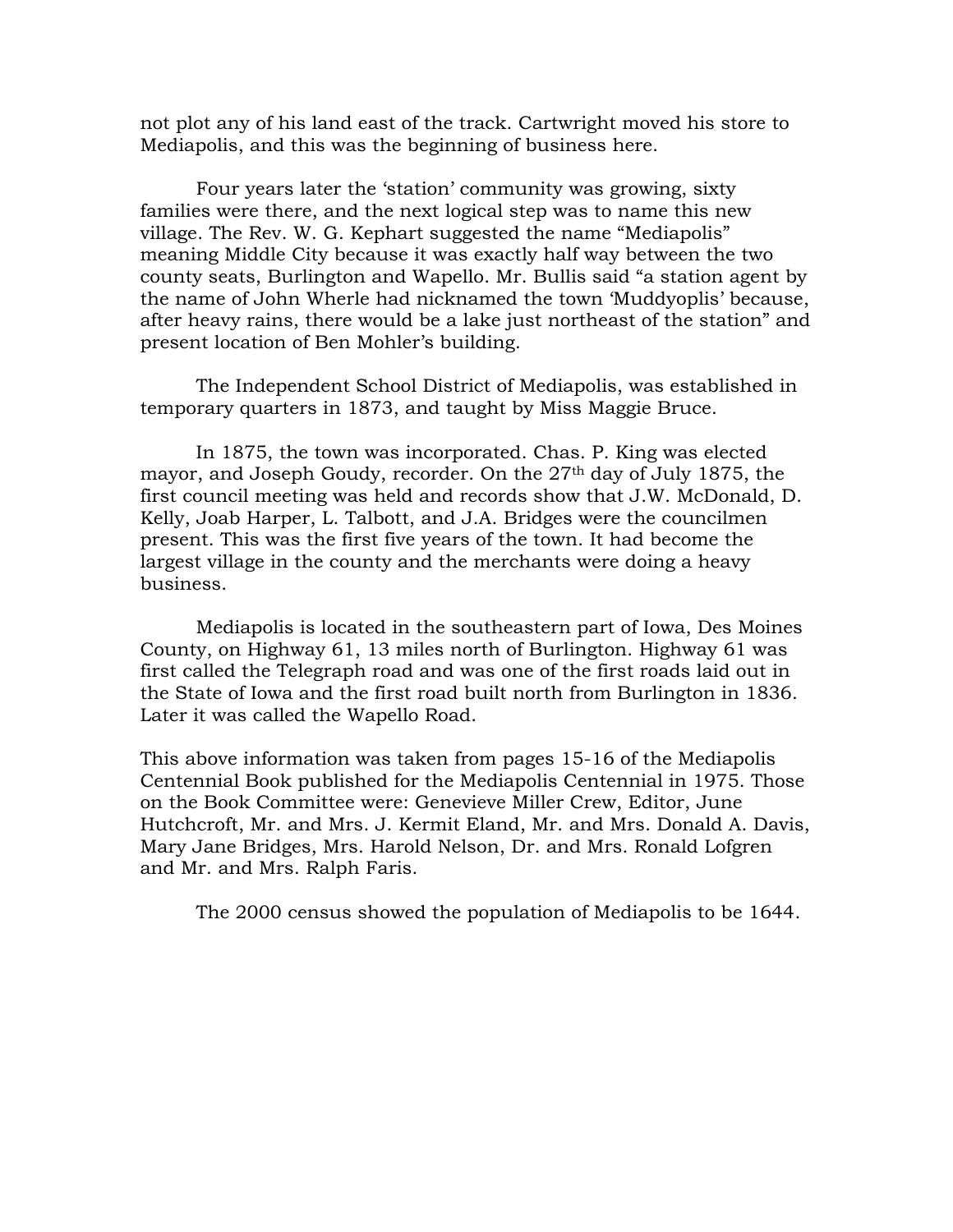not plot any of his land east of the track. Cartwright moved his store to Mediapolis, and this was the beginning of business here.

Four years later the 'station' community was growing, sixty families were there, and the next logical step was to name this new village. The Rev. W. G. Kephart suggested the name "Mediapolis" meaning Middle City because it was exactly half way between the two county seats, Burlington and Wapello. Mr. Bullis said "a station agent by the name of John Wherle had nicknamed the town 'Muddyoplis' because, after heavy rains, there would be a lake just northeast of the station" and present location of Ben Mohler's building.

The Independent School District of Mediapolis, was established in temporary quarters in 1873, and taught by Miss Maggie Bruce.

In 1875, the town was incorporated. Chas. P. King was elected mayor, and Joseph Goudy, recorder. On the 27th day of July 1875, the first council meeting was held and records show that J.W. McDonald, D. Kelly, Joab Harper, L. Talbott, and J.A. Bridges were the councilmen present. This was the first five years of the town. It had become the largest village in the county and the merchants were doing a heavy business.

Mediapolis is located in the southeastern part of Iowa, Des Moines County, on Highway 61, 13 miles north of Burlington. Highway 61 was first called the Telegraph road and was one of the first roads laid out in the State of Iowa and the first road built north from Burlington in 1836. Later it was called the Wapello Road.

This above information was taken from pages 15-16 of the Mediapolis Centennial Book published for the Mediapolis Centennial in 1975. Those on the Book Committee were: Genevieve Miller Crew, Editor, June Hutchcroft, Mr. and Mrs. J. Kermit Eland, Mr. and Mrs. Donald A. Davis, Mary Jane Bridges, Mrs. Harold Nelson, Dr. and Mrs. Ronald Lofgren and Mr. and Mrs. Ralph Faris.

The 2000 census showed the population of Mediapolis to be 1644.